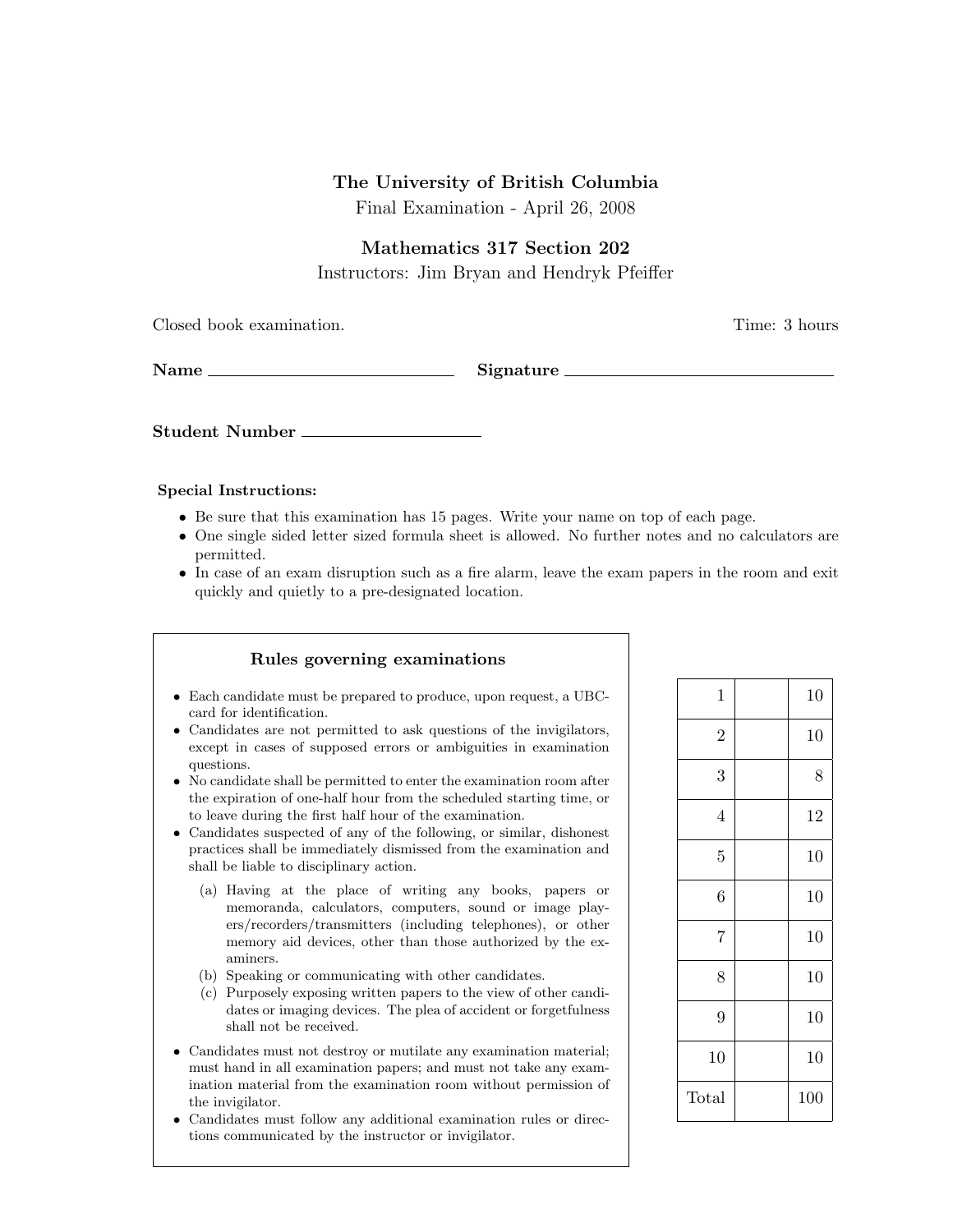# The University of British Columbia

Final Examination - April 26, 2008

## Mathematics 317 Section 202

Instructors: Jim Bryan and Hendryk Pfeiffer

Closed book examination. Time: 3 hours

**Name** ______________________ **Signature** ______________________

**Student Number** ______________________

**Special Instructions:**

- Be sure that this examination has 15 pages. Write your name on top of each page.
- One single sided letter sized formula sheet is allowed. No further notes and no calculators are permitted.
- In case of an exam disruption such as a fire alarm, leave the exam papers in the room and exit quickly and quietly to a pre-designated location.

### Rules governing examinations

- Each candidate must be prepared to produce, upon request, a UBC-card for identification.
- Candidates are not permitted to ask questions of the invigilators, except in cases of supposed errors or ambiguities in examination questions.
- No candidate shall be permitted to enter the examination room after the expiration of one-half hour from the scheduled starting time, or to leave during the first half hour of the examination.
- Candidates suspected of any of the following, or similar, dishonest practices shall be immediately dismissed from the examination and shall be liable to disciplinary action.
  - (a) Having at the place of writing any books, papers or memoranda, calculators, computers, sound or image players/recorders/transmitters (including telephones), or other memory aid devices, other than those authorized by the examiners.
  - (b) Speaking or communicating with other candidates.
  - (c) Purposely exposing written papers to the view of other candidates or imaging devices. The plea of accident or forgetfulness shall not be received.
- Candidates must not destroy or mutilate any examination material; must hand in all examination papers; and must not take any examination material from the examination room without permission of the invigilator.
- Candidates must follow any additional examination rules or directions communicated by the instructor or invigilator.

| | | |
|---|---|---|
| 1 | | 10 |
| 2 | | 10 |
| 3 | | 8 |
| 4 | | 12 |
| 5 | | 10 |
| 6 | | 10 |
| 7 | | 10 |
| 8 | | 10 |
| 9 | | 10 |
| 10 | | 10 |
| Total | | 100 |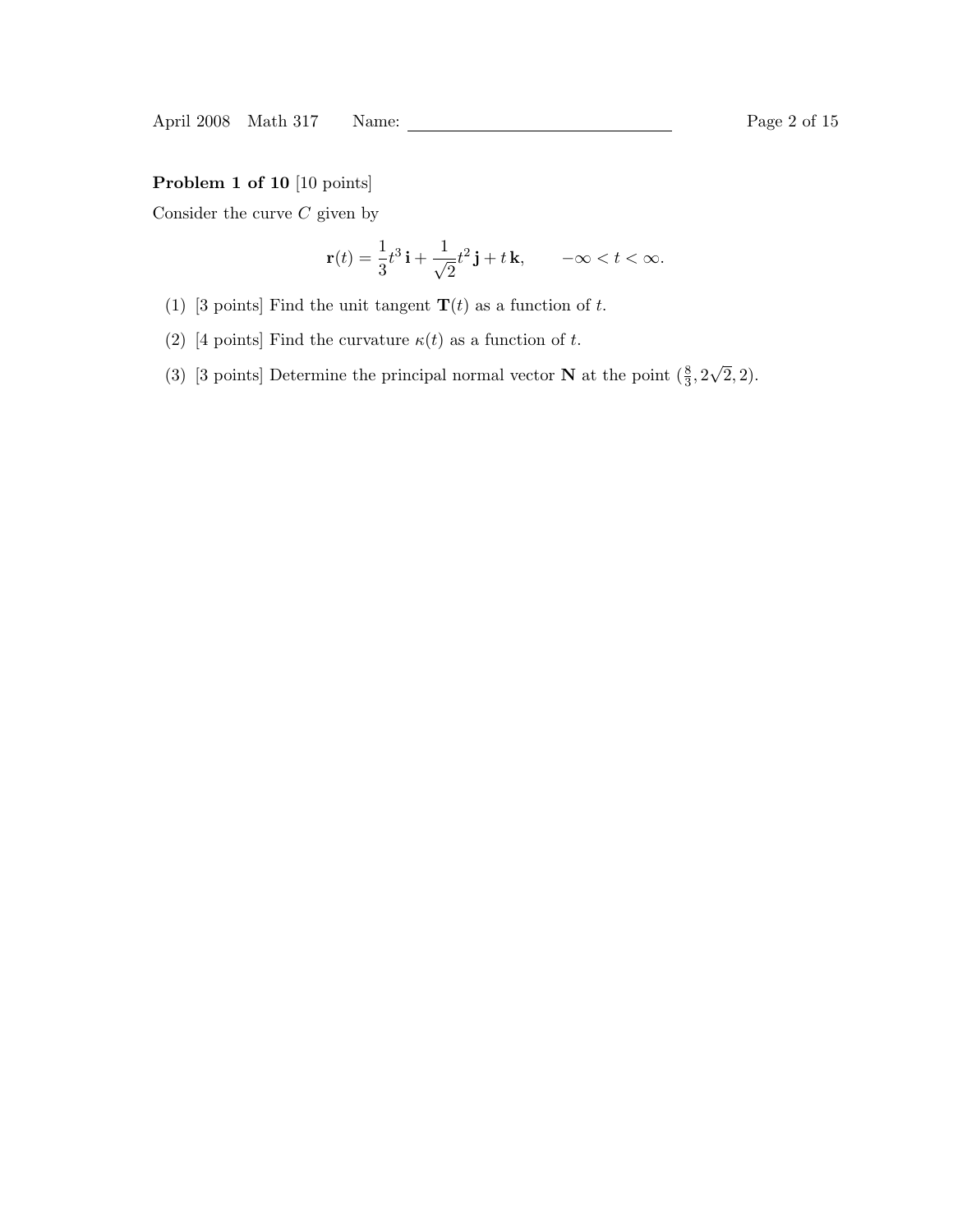**Problem 1 of 10** [10 points]

Consider the curve $C$ given by

$$\mathbf{r}(t) = \frac{1}{3}t^3\,\mathbf{i} + \frac{1}{\sqrt{2}}t^2\,\mathbf{j} + t\,\mathbf{k}, \qquad -\infty < t < \infty.$$

(1) [3 points] Find the unit tangent $\mathbf{T}(t)$ as a function of $t$.

(2) [4 points] Find the curvature $\kappa(t)$ as a function of $t$.

(3) [3 points] Determine the principal normal vector $\mathbf{N}$ at the point $(\frac{8}{3}, 2\sqrt{2}, 2)$.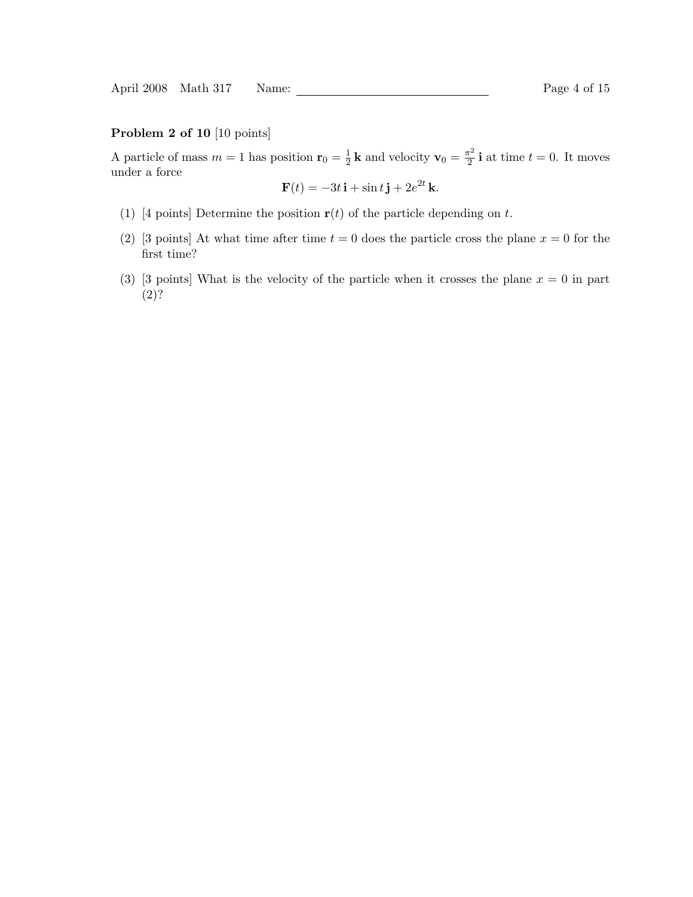**Problem 2 of 10** [10 points]

A particle of mass $m = 1$ has position $\mathbf{r}_0 = \frac{1}{2}\,\mathbf{k}$ and velocity $\mathbf{v}_0 = \frac{\pi^2}{2}\,\mathbf{i}$ at time $t = 0$. It moves under a force

$$\mathbf{F}(t) = -3t\,\mathbf{i} + \sin t\,\mathbf{j} + 2e^{2t}\,\mathbf{k}.$$

(1) [4 points] Determine the position $\mathbf{r}(t)$ of the particle depending on $t$.

(2) [3 points] At what time after time $t = 0$ does the particle cross the plane $x = 0$ for the first time?

(3) [3 points] What is the velocity of the particle when it crosses the plane $x = 0$ in part (2)?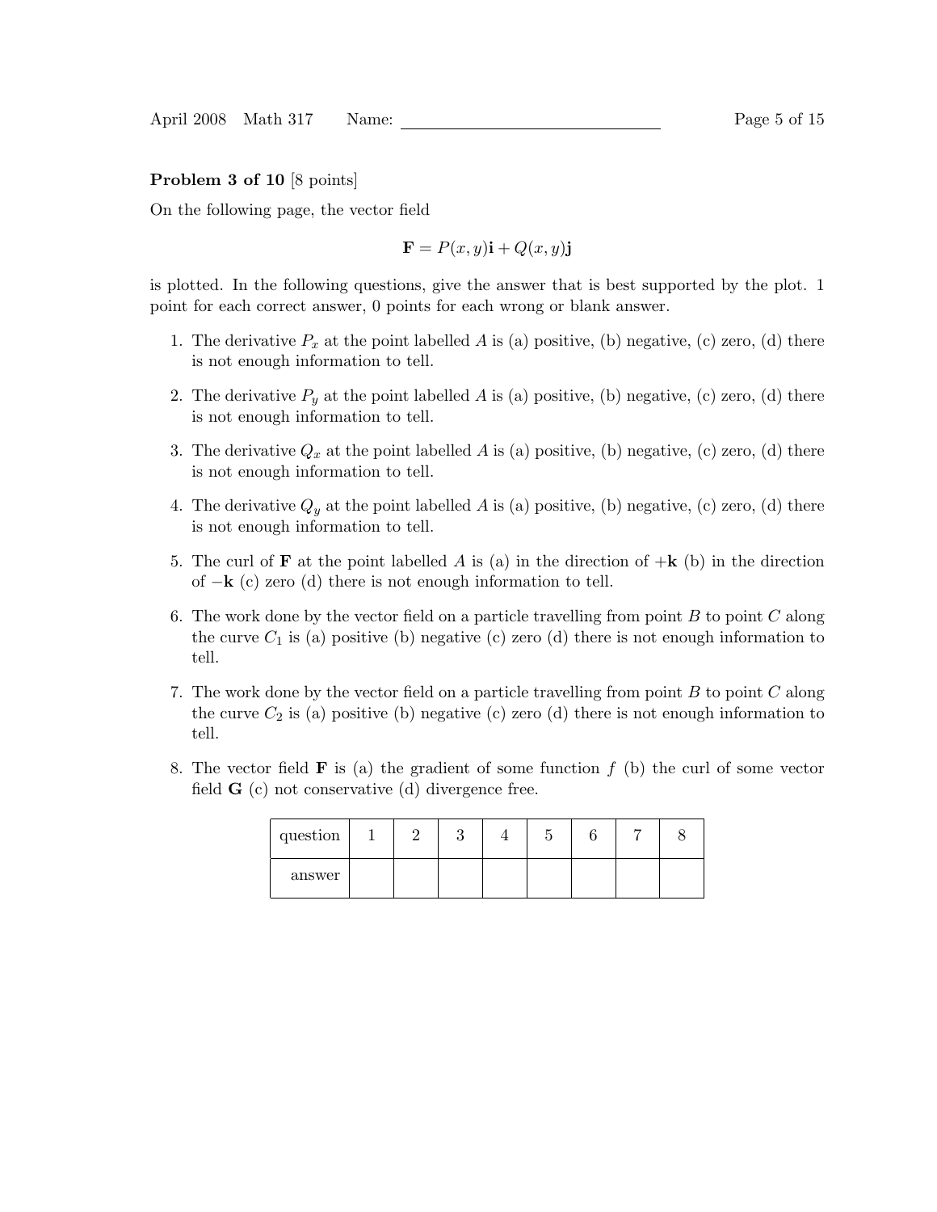**Problem 3 of 10** [8 points]

On the following page, the vector field

$$\mathbf{F} = P(x,y)\mathbf{i} + Q(x,y)\mathbf{j}$$

is plotted. In the following questions, give the answer that is best supported by the plot. 1 point for each correct answer, 0 points for each wrong or blank answer.

1. The derivative $P_x$ at the point labelled $A$ is (a) positive, (b) negative, (c) zero, (d) there is not enough information to tell.
2. The derivative $P_y$ at the point labelled $A$ is (a) positive, (b) negative, (c) zero, (d) there is not enough information to tell.
3. The derivative $Q_x$ at the point labelled $A$ is (a) positive, (b) negative, (c) zero, (d) there is not enough information to tell.
4. The derivative $Q_y$ at the point labelled $A$ is (a) positive, (b) negative, (c) zero, (d) there is not enough information to tell.
5. The curl of $\mathbf{F}$ at the point labelled $A$ is (a) in the direction of $+\mathbf{k}$ (b) in the direction of $-\mathbf{k}$ (c) zero (d) there is not enough information to tell.
6. The work done by the vector field on a particle travelling from point $B$ to point $C$ along the curve $C_1$ is (a) positive (b) negative (c) zero (d) there is not enough information to tell.
7. The work done by the vector field on a particle travelling from point $B$ to point $C$ along the curve $C_2$ is (a) positive (b) negative (c) zero (d) there is not enough information to tell.
8. The vector field $\mathbf{F}$ is (a) the gradient of some function $f$ (b) the curl of some vector field $\mathbf{G}$ (c) not conservative (d) divergence free.

| question | 1 | 2 | 3 | 4 | 5 | 6 | 7 | 8 |
|---|---|---|---|---|---|---|---|---|
| answer | | | | | | | | |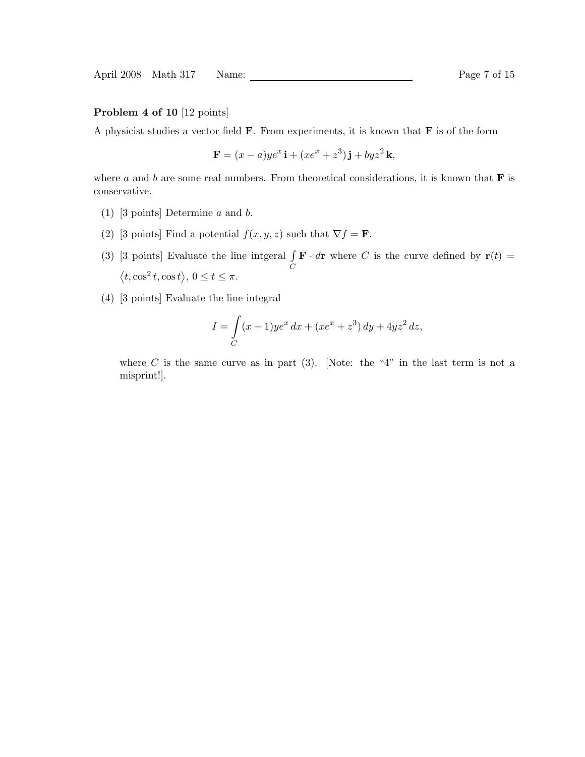**Problem 4 of 10** [12 points]

A physicist studies a vector field $\mathbf{F}$. From experiments, it is known that $\mathbf{F}$ is of the form

$$\mathbf{F} = (x - a)ye^x\,\mathbf{i} + (xe^x + z^3)\,\mathbf{j} + byz^2\,\mathbf{k},$$

where $a$ and $b$ are some real numbers. From theoretical considerations, it is known that $\mathbf{F}$ is conservative.

(1) [3 points] Determine $a$ and $b$.

(2) [3 points] Find a potential $f(x, y, z)$ such that $\nabla f = \mathbf{F}$.

(3) [3 points] Evaluate the line intgeral $\int_C \mathbf{F} \cdot d\mathbf{r}$ where $C$ is the curve defined by $\mathbf{r}(t) = \langle t, \cos^2 t, \cos t \rangle$, $0 \le t \le \pi$.

(4) [3 points] Evaluate the line integral

$$I = \int_C (x + 1)ye^x\,dx + (xe^x + z^3)\,dy + 4yz^2\,dz,$$

where $C$ is the same curve as in part (3). [Note: the "4" in the last term is not a misprint!].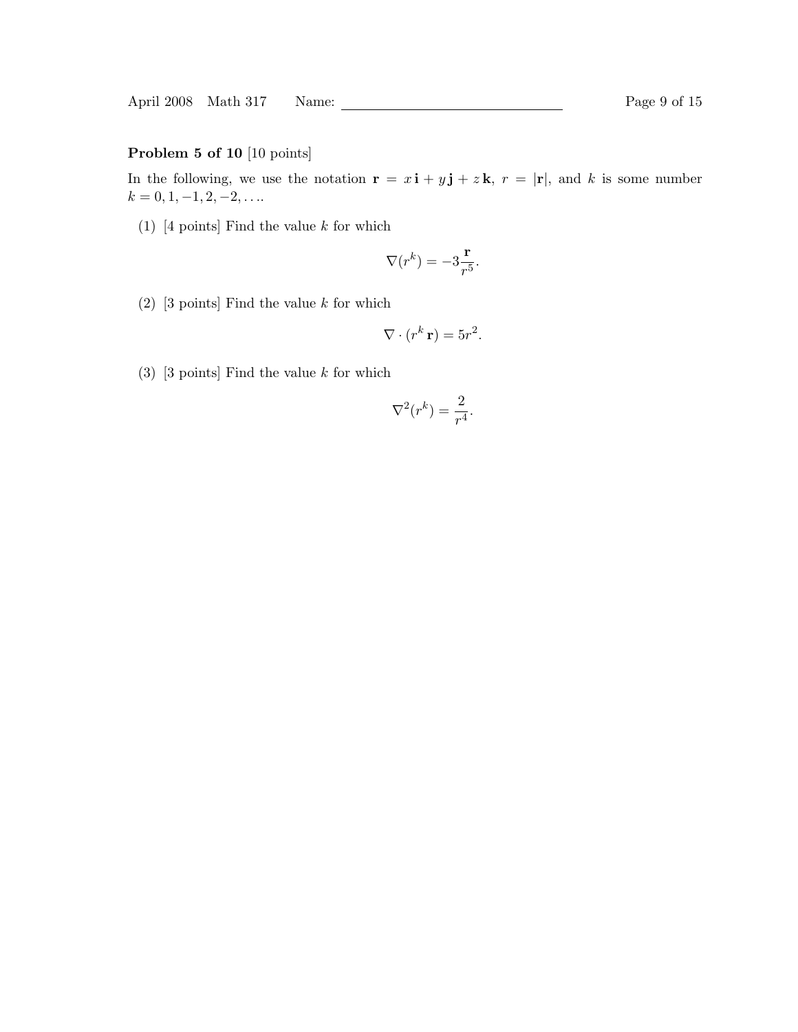**Problem 5 of 10** [10 points]

In the following, we use the notation $\mathbf{r} = x\,\mathbf{i} + y\,\mathbf{j} + z\,\mathbf{k}$, $r = |\mathbf{r}|$, and $k$ is some number $k = 0, 1, -1, 2, -2, \ldots$.

(1) [4 points] Find the value $k$ for which

$$\nabla(r^k) = -3\frac{\mathbf{r}}{r^5}.$$

(2) [3 points] Find the value $k$ for which

$$\nabla \cdot (r^k\,\mathbf{r}) = 5r^2.$$

(3) [3 points] Find the value $k$ for which

$$\nabla^2(r^k) = \frac{2}{r^4}.$$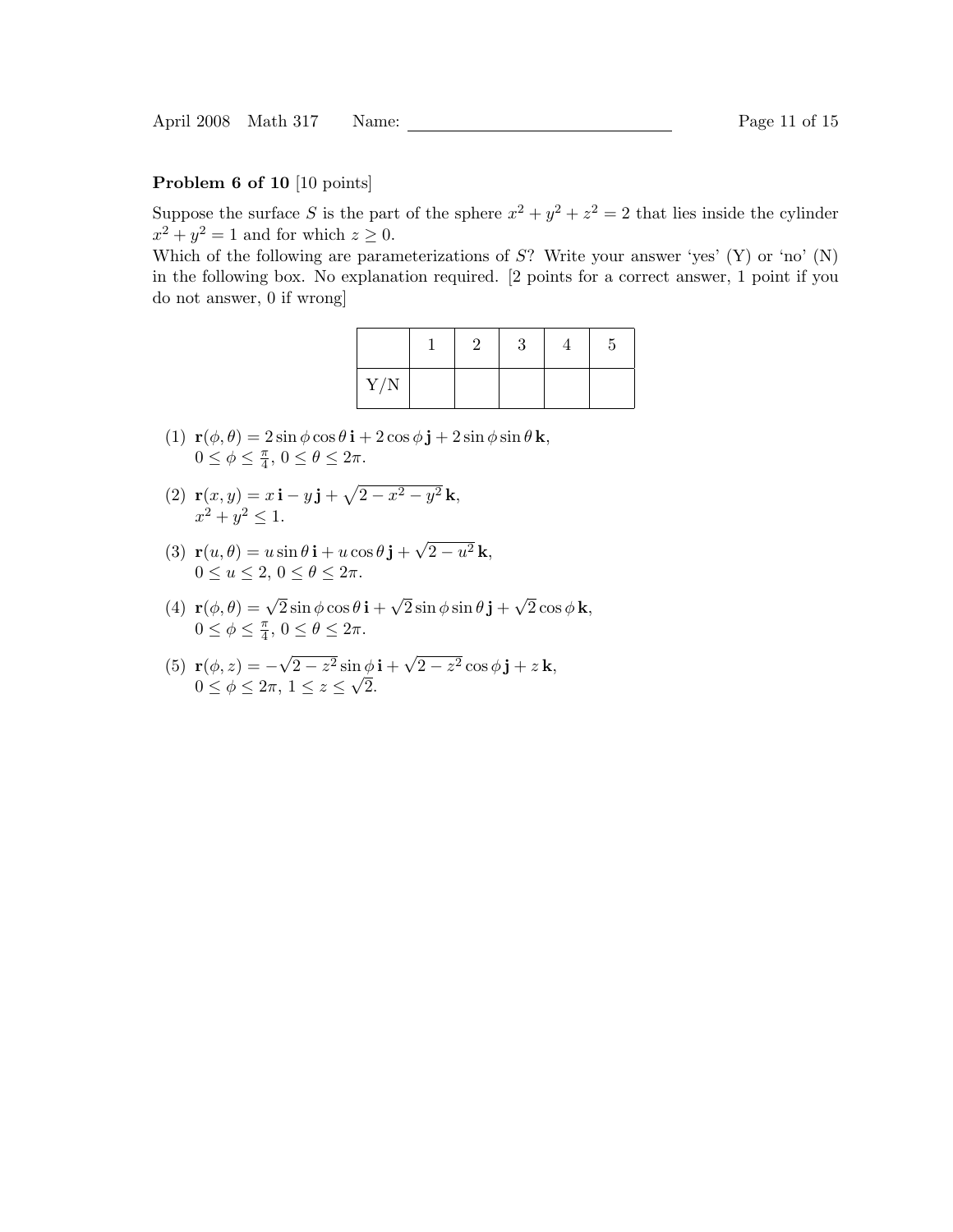**Problem 6 of 10** [10 points]

Suppose the surface $S$ is the part of the sphere $x^2 + y^2 + z^2 = 2$ that lies inside the cylinder $x^2 + y^2 = 1$ and for which $z \geq 0$.
Which of the following are parameterizations of $S$? Write your answer 'yes' (Y) or 'no' (N) in the following box. No explanation required. [2 points for a correct answer, 1 point if you do not answer, 0 if wrong]

| | 1 | 2 | 3 | 4 | 5 |
|---|---|---|---|---|---|
| Y/N | | | | | |

(1) $\mathbf{r}(\phi, \theta) = 2\sin\phi\cos\theta\,\mathbf{i} + 2\cos\phi\,\mathbf{j} + 2\sin\phi\sin\theta\,\mathbf{k}$,
$0 \leq \phi \leq \frac{\pi}{4}$, $0 \leq \theta \leq 2\pi$.

(2) $\mathbf{r}(x, y) = x\,\mathbf{i} - y\,\mathbf{j} + \sqrt{2 - x^2 - y^2}\,\mathbf{k}$,
$x^2 + y^2 \leq 1$.

(3) $\mathbf{r}(u, \theta) = u\sin\theta\,\mathbf{i} + u\cos\theta\,\mathbf{j} + \sqrt{2 - u^2}\,\mathbf{k}$,
$0 \leq u \leq 2$, $0 \leq \theta \leq 2\pi$.

(4) $\mathbf{r}(\phi, \theta) = \sqrt{2}\sin\phi\cos\theta\,\mathbf{i} + \sqrt{2}\sin\phi\sin\theta\,\mathbf{j} + \sqrt{2}\cos\phi\,\mathbf{k}$,
$0 \leq \phi \leq \frac{\pi}{4}$, $0 \leq \theta \leq 2\pi$.

(5) $\mathbf{r}(\phi, z) = -\sqrt{2 - z^2}\sin\phi\,\mathbf{i} + \sqrt{2 - z^2}\cos\phi\,\mathbf{j} + z\,\mathbf{k}$,
$0 \leq \phi \leq 2\pi$, $1 \leq z \leq \sqrt{2}$.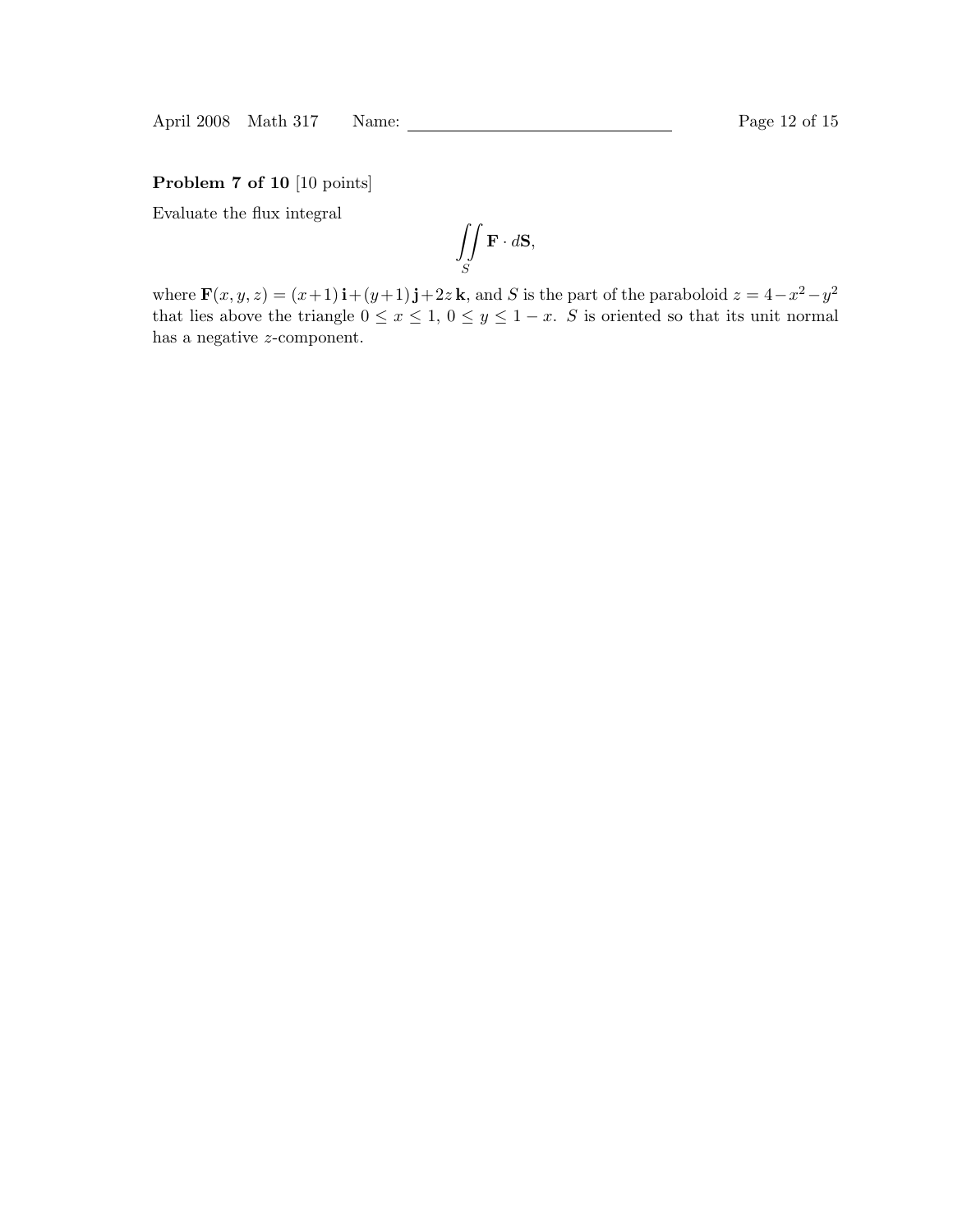**Problem 7 of 10** [10 points]

Evaluate the flux integral

$$\iint_S \mathbf{F} \cdot d\mathbf{S},$$

where $\mathbf{F}(x, y, z) = (x+1)\,\mathbf{i} + (y+1)\,\mathbf{j} + 2z\,\mathbf{k}$, and $S$ is the part of the paraboloid $z = 4 - x^2 - y^2$ that lies above the triangle $0 \leq x \leq 1$, $0 \leq y \leq 1 - x$. $S$ is oriented so that its unit normal has a negative $z$-component.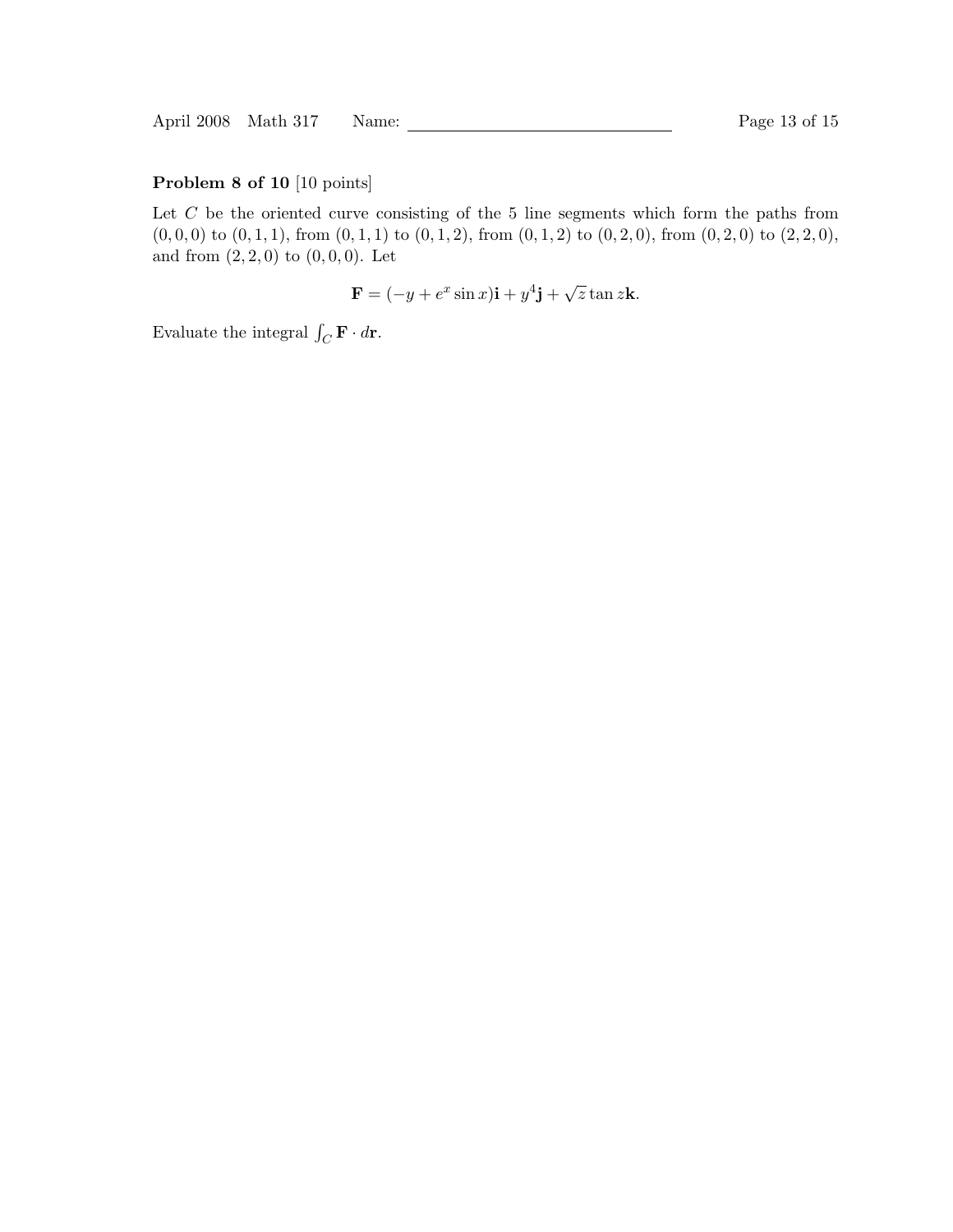**Problem 8 of 10** [10 points]

Let $C$ be the oriented curve consisting of the 5 line segments which form the paths from $(0,0,0)$ to $(0,1,1)$, from $(0,1,1)$ to $(0,1,2)$, from $(0,1,2)$ to $(0,2,0)$, from $(0,2,0)$ to $(2,2,0)$, and from $(2,2,0)$ to $(0,0,0)$. Let

$$\mathbf{F} = (-y + e^x \sin x)\mathbf{i} + y^4\mathbf{j} + \sqrt{z}\tan z\mathbf{k}.$$

Evaluate the integral $\int_C \mathbf{F} \cdot d\mathbf{r}$.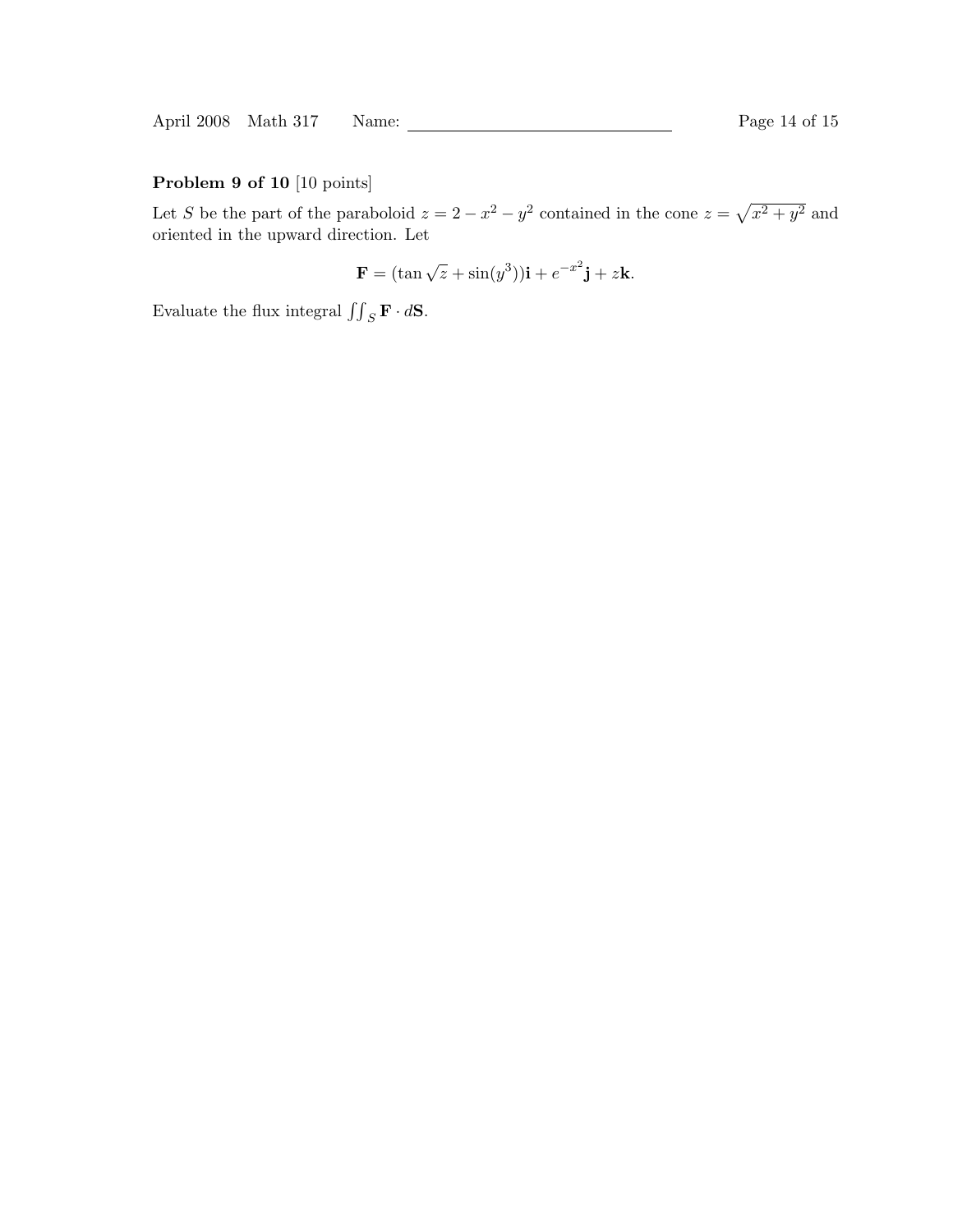**Problem 9 of 10** [10 points]

Let $S$ be the part of the paraboloid $z = 2 - x^2 - y^2$ contained in the cone $z = \sqrt{x^2 + y^2}$ and oriented in the upward direction. Let

$$\mathbf{F} = (\tan\sqrt{z} + \sin(y^3))\mathbf{i} + e^{-x^2}\mathbf{j} + z\mathbf{k}.$$

Evaluate the flux integral $\iint_S \mathbf{F} \cdot d\mathbf{S}$.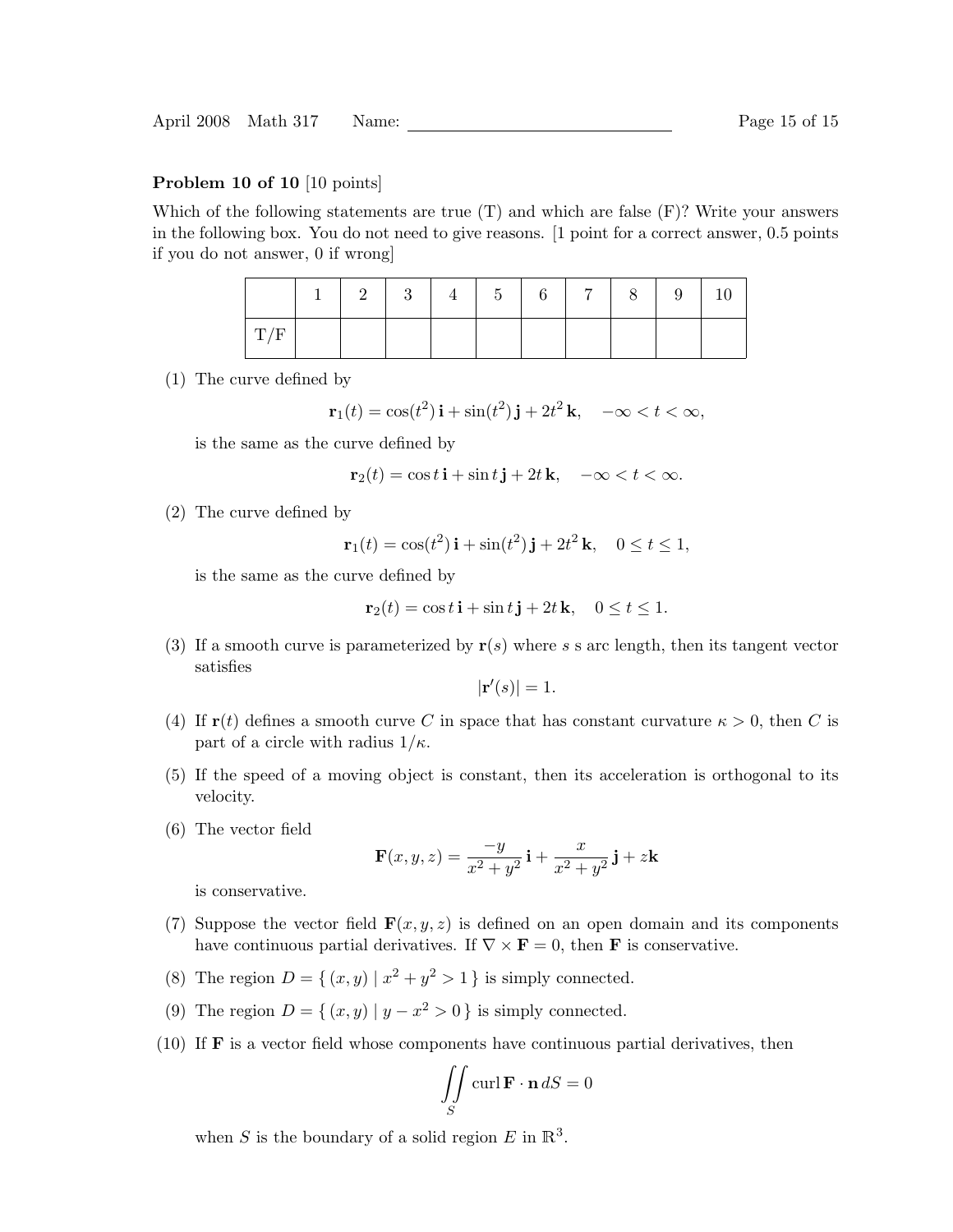**Problem 10 of 10** [10 points]

Which of the following statements are true (T) and which are false (F)? Write your answers in the following box. You do not need to give reasons. [1 point for a correct answer, 0.5 points if you do not answer, 0 if wrong]

| | 1 | 2 | 3 | 4 | 5 | 6 | 7 | 8 | 9 | 10 |
|---|---|---|---|---|---|---|---|---|---|---|
| T/F | | | | | | | | | | |

(1) The curve defined by

$$\mathbf{r}_1(t) = \cos(t^2)\,\mathbf{i} + \sin(t^2)\,\mathbf{j} + 2t^2\,\mathbf{k}, \quad -\infty < t < \infty,$$

is the same as the curve defined by

$$\mathbf{r}_2(t) = \cos t\,\mathbf{i} + \sin t\,\mathbf{j} + 2t\,\mathbf{k}, \quad -\infty < t < \infty.$$

(2) The curve defined by

$$\mathbf{r}_1(t) = \cos(t^2)\,\mathbf{i} + \sin(t^2)\,\mathbf{j} + 2t^2\,\mathbf{k}, \quad 0 \le t \le 1,$$

is the same as the curve defined by

$$\mathbf{r}_2(t) = \cos t\,\mathbf{i} + \sin t\,\mathbf{j} + 2t\,\mathbf{k}, \quad 0 \le t \le 1.$$

(3) If a smooth curve is parameterized by $\mathbf{r}(s)$ where $s$ s arc length, then its tangent vector satisfies

$$|\mathbf{r}'(s)| = 1.$$

(4) If $\mathbf{r}(t)$ defines a smooth curve $C$ in space that has constant curvature $\kappa > 0$, then $C$ is part of a circle with radius $1/\kappa$.

(5) If the speed of a moving object is constant, then its acceleration is orthogonal to its velocity.

(6) The vector field

$$\mathbf{F}(x, y, z) = \frac{-y}{x^2 + y^2}\,\mathbf{i} + \frac{x}{x^2 + y^2}\,\mathbf{j} + z\mathbf{k}$$

is conservative.

(7) Suppose the vector field $\mathbf{F}(x, y, z)$ is defined on an open domain and its components have continuous partial derivatives. If $\nabla \times \mathbf{F} = 0$, then $\mathbf{F}$ is conservative.

(8) The region $D = \{\, (x, y) \mid x^2 + y^2 > 1 \,\}$ is simply connected.

(9) The region $D = \{\, (x, y) \mid y - x^2 > 0 \,\}$ is simply connected.

(10) If $\mathbf{F}$ is a vector field whose components have continuous partial derivatives, then

$$\iint_S \operatorname{curl} \mathbf{F} \cdot \mathbf{n}\, dS = 0$$

when $S$ is the boundary of a solid region $E$ in $\mathbb{R}^3$.